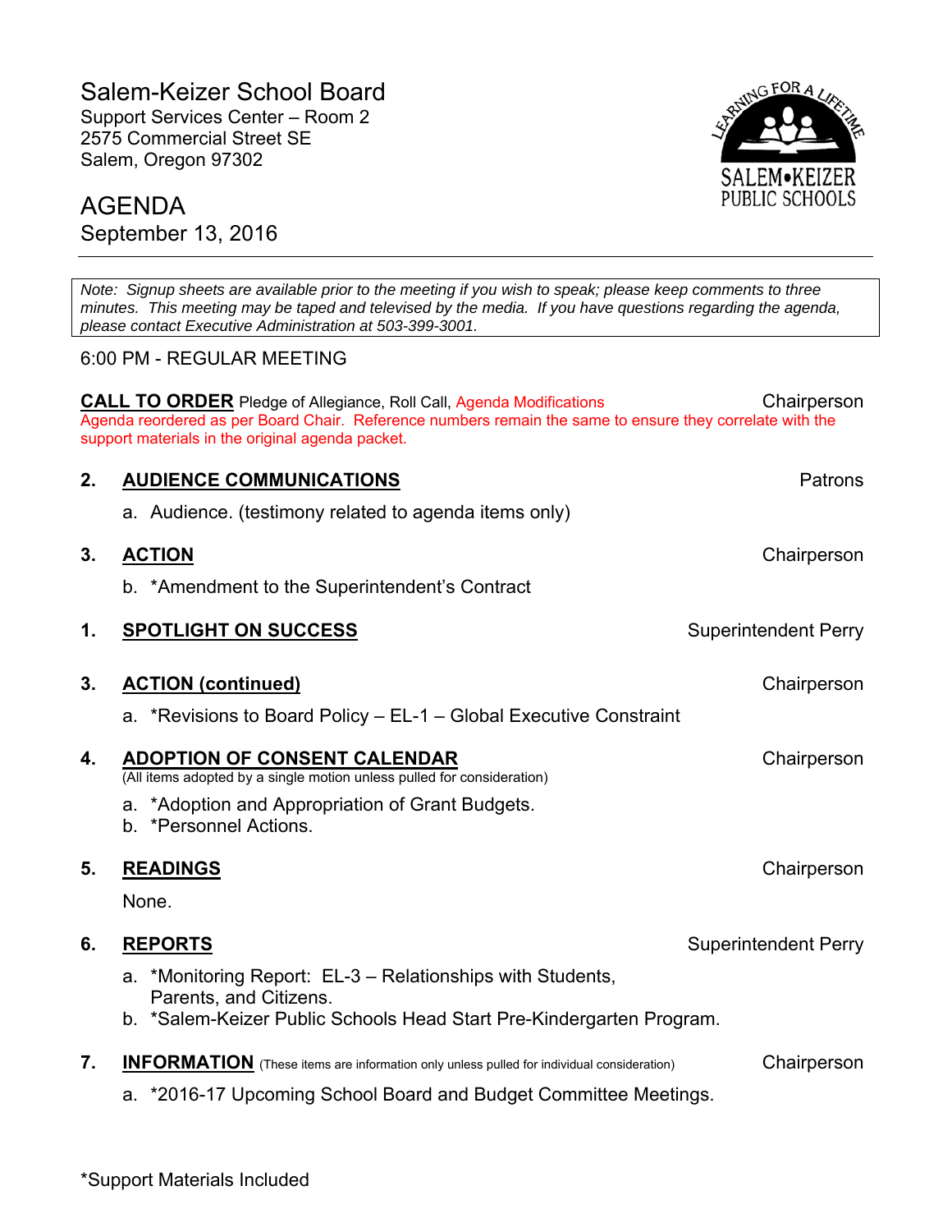# Salem-Keizer School Board

Support Services Center – Room 2
2575 Commercial Street SE
Salem, Oregon 97302

SALEM•KEIZER PUBLIC SCHOOLS

## AGENDA
September 13, 2016

---

*Note: Signup sheets are available prior to the meeting if you wish to speak; please keep comments to three minutes. This meeting may be taped and televised by the media. If you have questions regarding the agenda, please contact Executive Administration at 503-399-3001.*

6:00 PM - REGULAR MEETING

**CALL TO ORDER** Pledge of Allegiance, Roll Call, Agenda Modifications — Chairperson

Agenda reordered as per Board Chair. Reference numbers remain the same to ensure they correlate with the support materials in the original agenda packet.

**2. AUDIENCE COMMUNICATIONS** — Patrons

a. Audience. (testimony related to agenda items only)

**3. ACTION** — Chairperson

b. *Amendment to the Superintendent's Contract

**1. SPOTLIGHT ON SUCCESS** — Superintendent Perry

**3. ACTION (continued)** — Chairperson

a. *Revisions to Board Policy – EL-1 – Global Executive Constraint

**4. ADOPTION OF CONSENT CALENDAR** — Chairperson
(All items adopted by a single motion unless pulled for consideration)

a. *Adoption and Appropriation of Grant Budgets.
b. *Personnel Actions.

**5. READINGS** — Chairperson

None.

**6. REPORTS** — Superintendent Perry

a. *Monitoring Report: EL-3 – Relationships with Students, Parents, and Citizens.
b. *Salem-Keizer Public Schools Head Start Pre-Kindergarten Program.

**7. INFORMATION** (These items are information only unless pulled for individual consideration) — Chairperson

a. *2016-17 Upcoming School Board and Budget Committee Meetings.

*Support Materials Included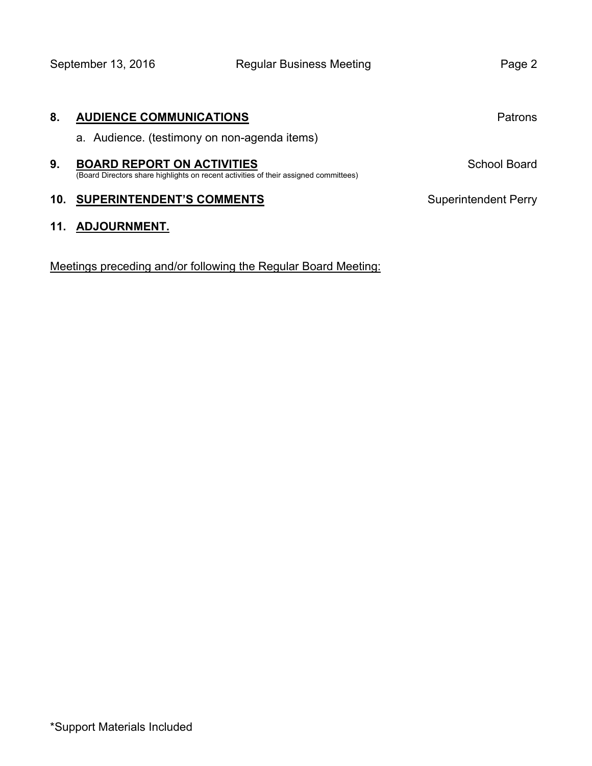**8. AUDIENCE COMMUNICATIONS** Patrons

a. Audience. (testimony on non-agenda items)

**9. BOARD REPORT ON ACTIVITIES** School Board

(Board Directors share highlights on recent activities of their assigned committees)

**10. SUPERINTENDENT'S COMMENTS** Superintendent Perry

**11. ADJOURNMENT.**

Meetings preceding and/or following the Regular Board Meeting:

*Support Materials Included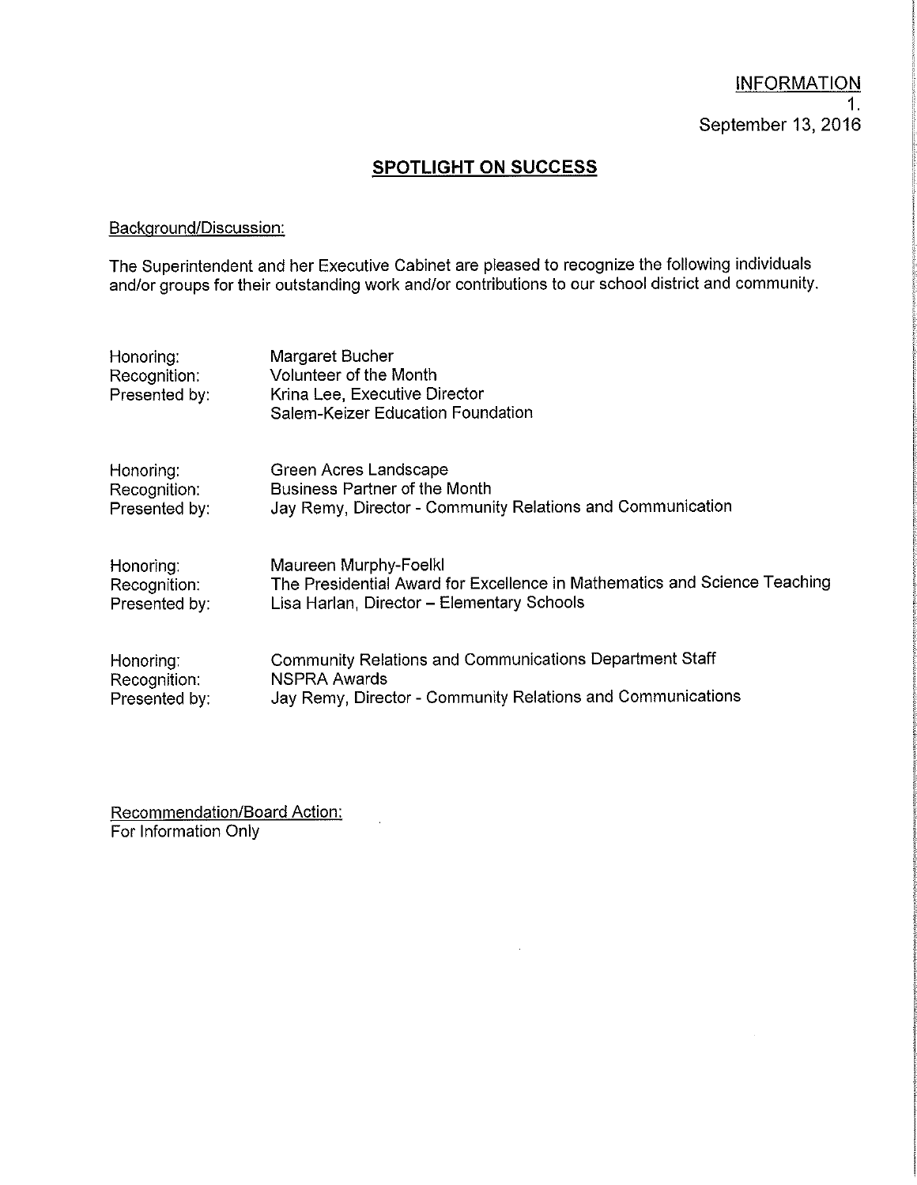INFORMATION
1.
September 13, 2016

## SPOTLIGHT ON SUCCESS

Background/Discussion:

The Superintendent and her Executive Cabinet are pleased to recognize the following individuals and/or groups for their outstanding work and/or contributions to our school district and community.

Honoring: Margaret Bucher
Recognition: Volunteer of the Month
Presented by: Krina Lee, Executive Director
Salem-Keizer Education Foundation

Honoring: Green Acres Landscape
Recognition: Business Partner of the Month
Presented by: Jay Remy, Director - Community Relations and Communication

Honoring: Maureen Murphy-Foelkl
Recognition: The Presidential Award for Excellence in Mathematics and Science Teaching
Presented by: Lisa Harlan, Director – Elementary Schools

Honoring: Community Relations and Communications Department Staff
Recognition: NSPRA Awards
Presented by: Jay Remy, Director - Community Relations and Communications

Recommendation/Board Action:
For Information Only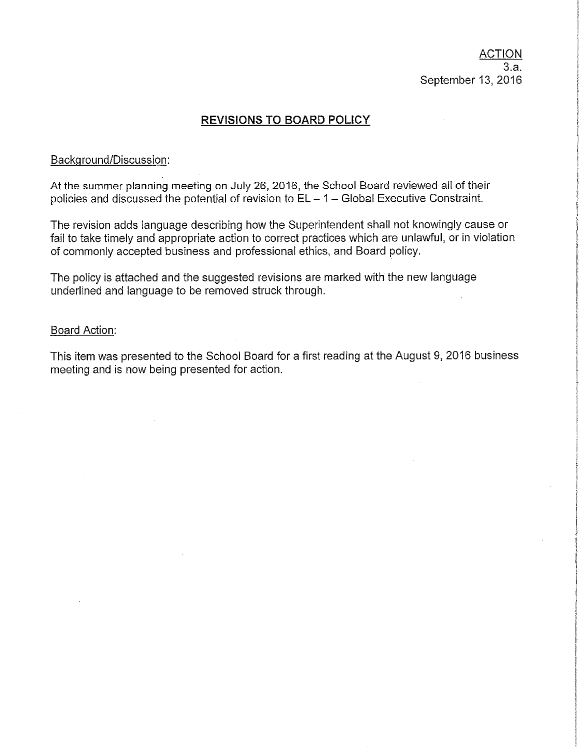ACTION
3.a.
September 13, 2016

## REVISIONS TO BOARD POLICY

Background/Discussion:

At the summer planning meeting on July 26, 2016, the School Board reviewed all of their policies and discussed the potential of revision to EL – 1 – Global Executive Constraint.

The revision adds language describing how the Superintendent shall not knowingly cause or fail to take timely and appropriate action to correct practices which are unlawful, or in violation of commonly accepted business and professional ethics, and Board policy.

The policy is attached and the suggested revisions are marked with the new language underlined and language to be removed struck through.

Board Action:

This item was presented to the School Board for a first reading at the August 9, 2016 business meeting and is now being presented for action.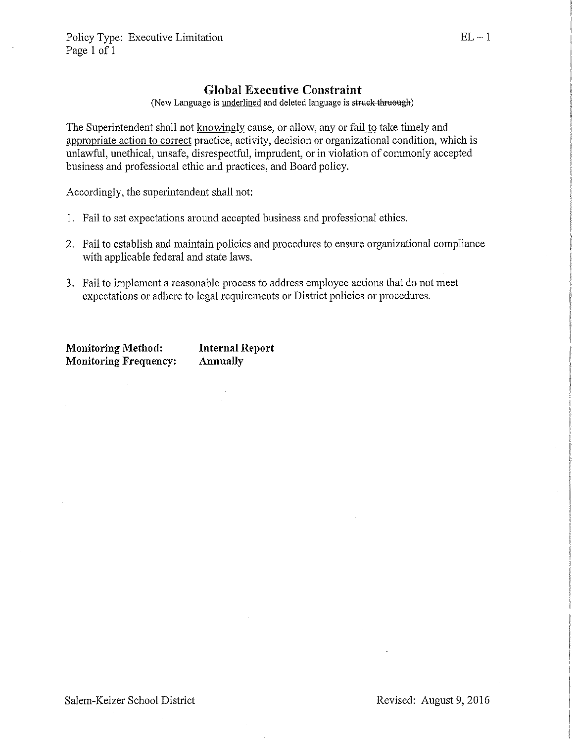Policy Type: Executive Limitation
EL – 1

## Global Executive Constraint

(New Language is <u>underlined</u> and deleted language is ~~struck thruough~~)

The Superintendent shall not <u>knowingly</u> cause, ~~or allow,~~ ~~any~~ <u>or fail to take timely and appropriate action to correct</u> practice, activity, decision or organizational condition, which is unlawful, unethical, unsafe, disrespectful, imprudent, or in violation of commonly accepted business and professional ethic and practices, and Board policy.

Accordingly, the superintendent shall not:

1. Fail to set expectations around accepted business and professional ethics.
2. Fail to establish and maintain policies and procedures to ensure organizational compliance with applicable federal and state laws.
3. Fail to implement a reasonable process to address employee actions that do not meet expectations or adhere to legal requirements or District policies or procedures.

**Monitoring Method:** **Internal Report**
**Monitoring Frequency:** **Annually**

Salem-Keizer School District
Revised: August 9, 2016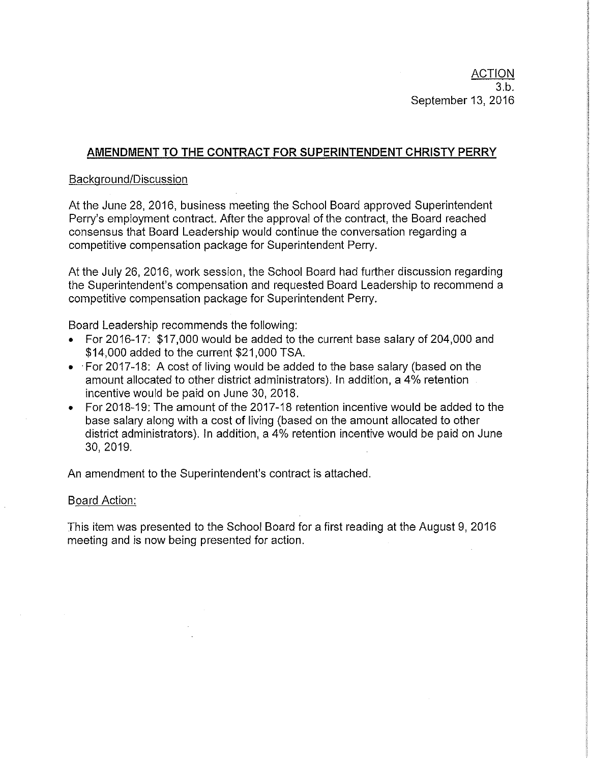ACTION
3.b.
September 13, 2016

## AMENDMENT TO THE CONTRACT FOR SUPERINTENDENT CHRISTY PERRY

Background/Discussion

At the June 28, 2016, business meeting the School Board approved Superintendent Perry's employment contract. After the approval of the contract, the Board reached consensus that Board Leadership would continue the conversation regarding a competitive compensation package for Superintendent Perry.

At the July 26, 2016, work session, the School Board had further discussion regarding the Superintendent's compensation and requested Board Leadership to recommend a competitive compensation package for Superintendent Perry.

Board Leadership recommends the following:

- For 2016-17: $17,000 would be added to the current base salary of 204,000 and $14,000 added to the current $21,000 TSA.
- For 2017-18: A cost of living would be added to the base salary (based on the amount allocated to other district administrators). In addition, a 4% retention incentive would be paid on June 30, 2018.
- For 2018-19: The amount of the 2017-18 retention incentive would be added to the base salary along with a cost of living (based on the amount allocated to other district administrators). In addition, a 4% retention incentive would be paid on June 30, 2019.

An amendment to the Superintendent's contract is attached.

Board Action:

This item was presented to the School Board for a first reading at the August 9, 2016 meeting and is now being presented for action.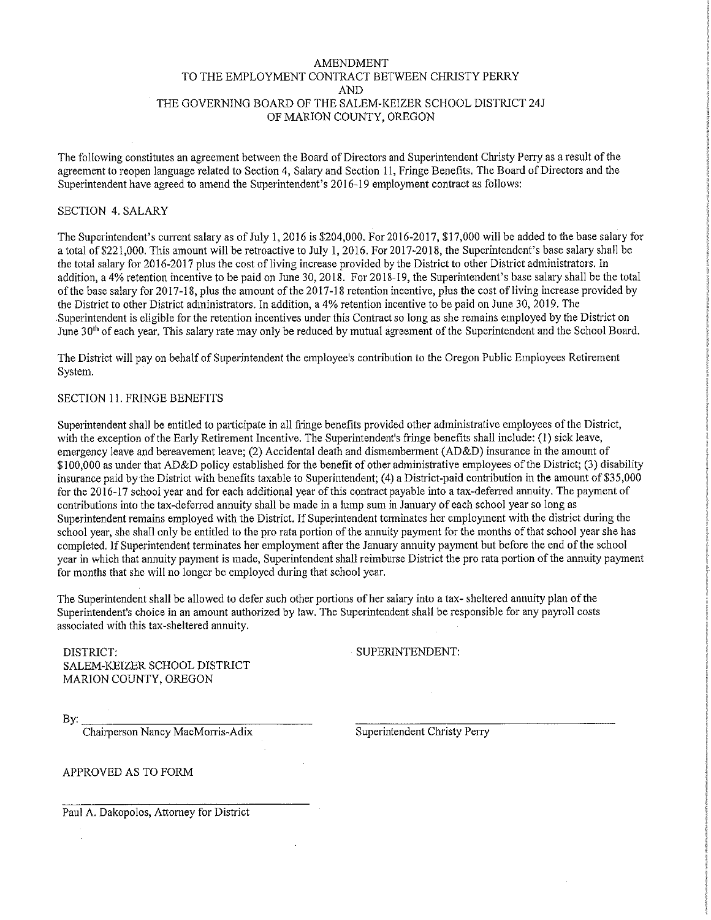# AMENDMENT
# TO THE EMPLOYMENT CONTRACT BETWEEN CHRISTY PERRY
# AND
# THE GOVERNING BOARD OF THE SALEM-KEIZER SCHOOL DISTRICT 24J
# OF MARION COUNTY, OREGON

The following constitutes an agreement between the Board of Directors and Superintendent Christy Perry as a result of the agreement to reopen language related to Section 4, Salary and Section 11, Fringe Benefits. The Board of Directors and the Superintendent have agreed to amend the Superintendent's 2016-19 employment contract as follows:

## SECTION 4. SALARY

The Superintendent's current salary as of July 1, 2016 is $204,000. For 2016-2017, $17,000 will be added to the base salary for a total of $221,000. This amount will be retroactive to July 1, 2016. For 2017-2018, the Superintendent's base salary shall be the total salary for 2016-2017 plus the cost of living increase provided by the District to other District administrators. In addition, a 4% retention incentive to be paid on June 30, 2018. For 2018-19, the Superintendent's base salary shall be the total of the base salary for 2017-18, plus the amount of the 2017-18 retention incentive, plus the cost of living increase provided by the District to other District administrators. In addition, a 4% retention incentive to be paid on June 30, 2019. The Superintendent is eligible for the retention incentives under this Contract so long as she remains employed by the District on June 30th of each year. This salary rate may only be reduced by mutual agreement of the Superintendent and the School Board.

The District will pay on behalf of Superintendent the employee's contribution to the Oregon Public Employees Retirement System.

## SECTION 11. FRINGE BENEFITS

Superintendent shall be entitled to participate in all fringe benefits provided other administrative employees of the District, with the exception of the Early Retirement Incentive. The Superintendent's fringe benefits shall include: (1) sick leave, emergency leave and bereavement leave; (2) Accidental death and dismemberment (AD&D) insurance in the amount of $100,000 as under that AD&D policy established for the benefit of other administrative employees of the District; (3) disability insurance paid by the District with benefits taxable to Superintendent; (4) a District-paid contribution in the amount of $35,000 for the 2016-17 school year and for each additional year of this contract payable into a tax-deferred annuity. The payment of contributions into the tax-deferred annuity shall be made in a lump sum in January of each school year so long as Superintendent remains employed with the District. If Superintendent terminates her employment with the district during the school year, she shall only be entitled to the pro rata portion of the annuity payment for the months of that school year she has completed. If Superintendent terminates her employment after the January annuity payment but before the end of the school year in which that annuity payment is made, Superintendent shall reimburse District the pro rata portion of the annuity payment for months that she will no longer be employed during that school year.

The Superintendent shall be allowed to defer such other portions of her salary into a tax- sheltered annuity plan of the Superintendent's choice in an amount authorized by law. The Superintendent shall be responsible for any payroll costs associated with this tax-sheltered annuity.

DISTRICT:
SALEM-KEIZER SCHOOL DISTRICT
MARION COUNTY, OREGON

By: ______________________________
Chairperson Nancy MacMorris-Adix

SUPERINTENDENT:

______________________________
Superintendent Christy Perry

APPROVED AS TO FORM

______________________________
Paul A. Dakopolos, Attorney for District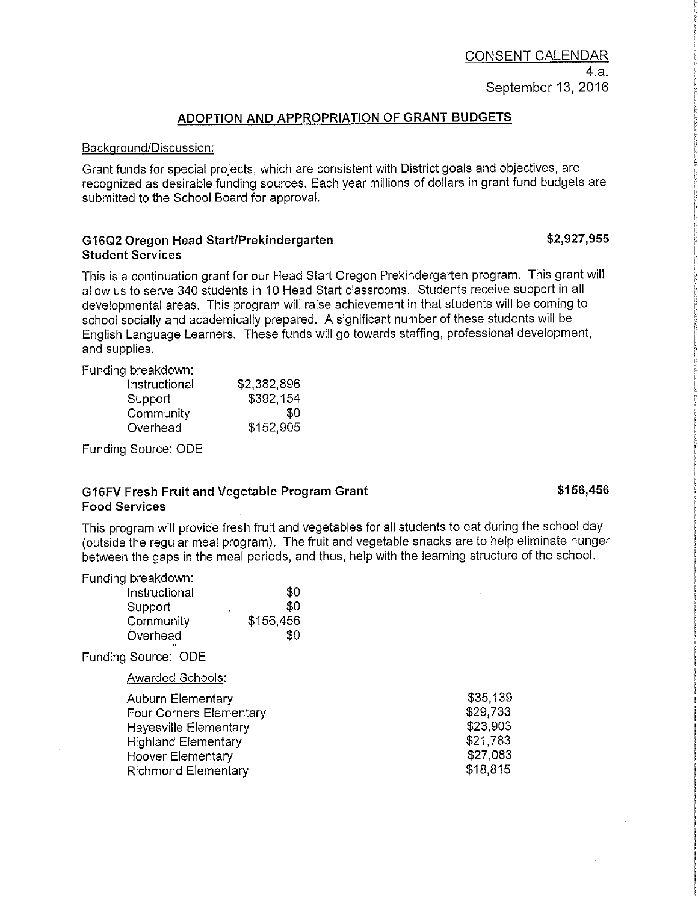CONSENT CALENDAR
4.a.
September 13, 2016

## ADOPTION AND APPROPRIATION OF GRANT BUDGETS

Background/Discussion:

Grant funds for special projects, which are consistent with District goals and objectives, are recognized as desirable funding sources. Each year millions of dollars in grant fund budgets are submitted to the School Board for approval.

### G16Q2 Oregon Head Start/Prekindergarten — $2,927,955
**Student Services**

This is a continuation grant for our Head Start Oregon Prekindergarten program. This grant will allow us to serve 340 students in 10 Head Start classrooms. Students receive support in all developmental areas. This program will raise achievement in that students will be coming to school socially and academically prepared. A significant number of these students will be English Language Learners. These funds will go towards staffing, professional development, and supplies.

Funding breakdown:

| | |
|---|---|
| Instructional | $2,382,896 |
| Support | $392,154 |
| Community | $0 |
| Overhead | $152,905 |

Funding Source: ODE

### G16FV Fresh Fruit and Vegetable Program Grant — $156,456
**Food Services**

This program will provide fresh fruit and vegetables for all students to eat during the school day (outside the regular meal program). The fruit and vegetable snacks are to help eliminate hunger between the gaps in the meal periods, and thus, help with the learning structure of the school.

Funding breakdown:

| | |
|---|---|
| Instructional | $0 |
| Support | $0 |
| Community | $156,456 |
| Overhead | $0 |

Funding Source: ODE

Awarded Schools:

| | |
|---|---|
| Auburn Elementary | $35,139 |
| Four Corners Elementary | $29,733 |
| Hayesville Elementary | $23,903 |
| Highland Elementary | $21,783 |
| Hoover Elementary | $27,083 |
| Richmond Elementary | $18,815 |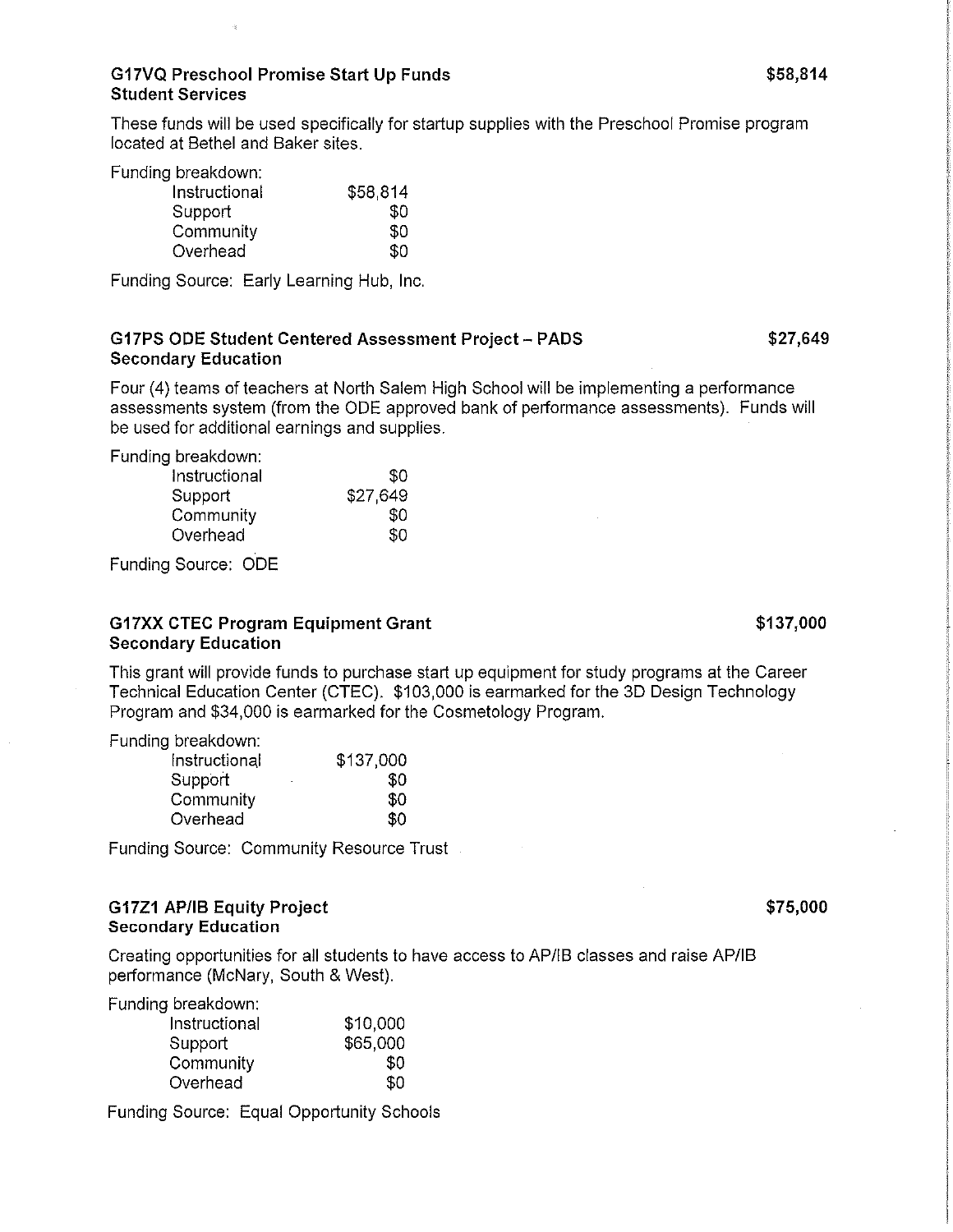**G17VQ Preschool Promise Start Up Funds** **$58,814**
**Student Services**

These funds will be used specifically for startup supplies with the Preschool Promise program located at Bethel and Baker sites.

Funding breakdown:

| | |
|---|---|
| Instructional | $58,814 |
| Support | $0 |
| Community | $0 |
| Overhead | $0 |

Funding Source: Early Learning Hub, Inc.

**G17PS ODE Student Centered Assessment Project – PADS** **$27,649**
**Secondary Education**

Four (4) teams of teachers at North Salem High School will be implementing a performance assessments system (from the ODE approved bank of performance assessments). Funds will be used for additional earnings and supplies.

Funding breakdown:

| | |
|---|---|
| Instructional | $0 |
| Support | $27,649 |
| Community | $0 |
| Overhead | $0 |

Funding Source: ODE

**G17XX CTEC Program Equipment Grant** **$137,000**
**Secondary Education**

This grant will provide funds to purchase start up equipment for study programs at the Career Technical Education Center (CTEC). $103,000 is earmarked for the 3D Design Technology Program and $34,000 is earmarked for the Cosmetology Program.

Funding breakdown:

| | |
|---|---|
| Instructional | $137,000 |
| Support | $0 |
| Community | $0 |
| Overhead | $0 |

Funding Source: Community Resource Trust

**G17Z1 AP/IB Equity Project** **$75,000**
**Secondary Education**

Creating opportunities for all students to have access to AP/IB classes and raise AP/IB performance (McNary, South & West).

Funding breakdown:

| | |
|---|---|
| Instructional | $10,000 |
| Support | $65,000 |
| Community | $0 |
| Overhead | $0 |

Funding Source: Equal Opportunity Schools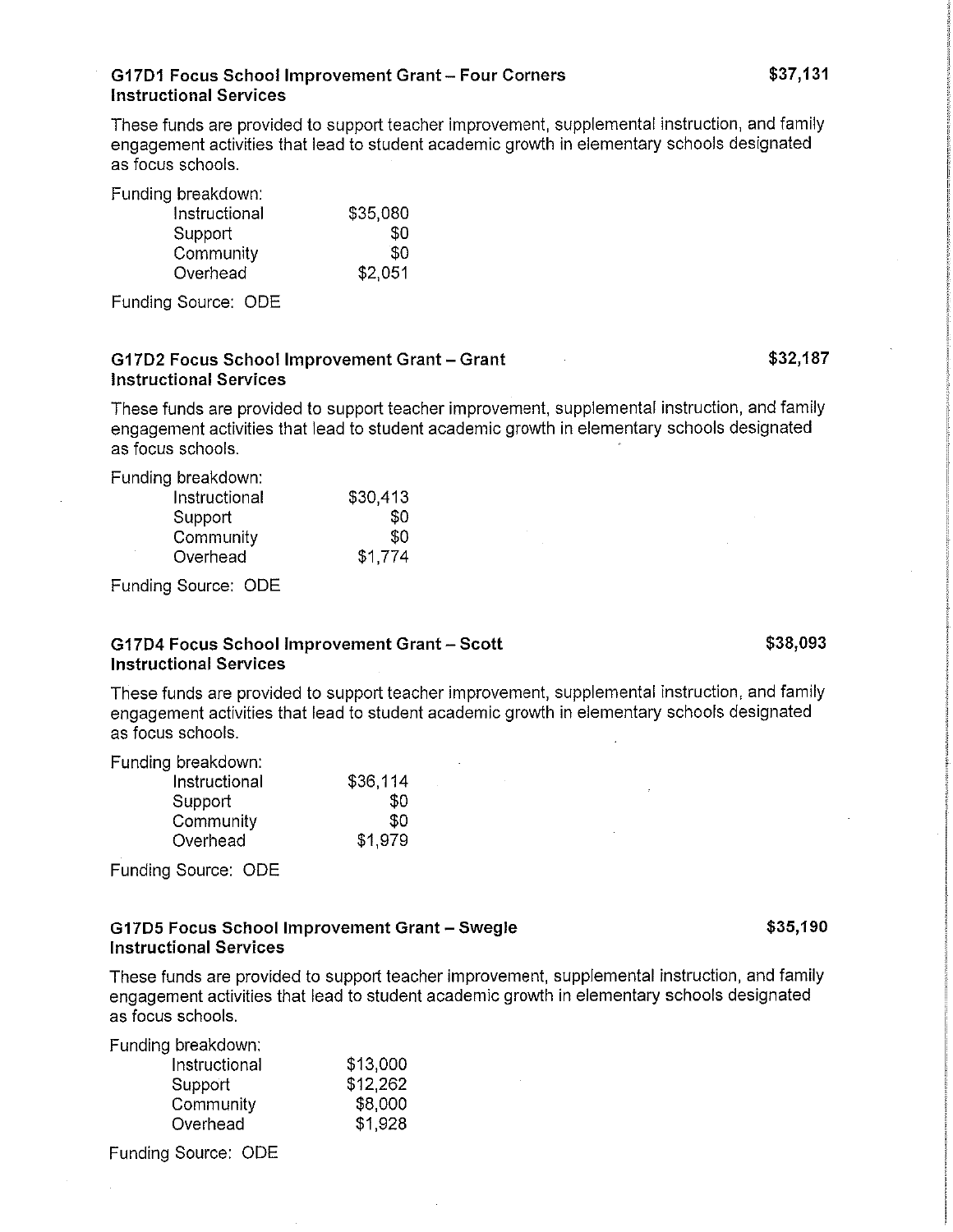### G17D1 Focus School Improvement Grant – Four Corners Instructional Services — $37,131

These funds are provided to support teacher improvement, supplemental instruction, and family engagement activities that lead to student academic growth in elementary schools designated as focus schools.

Funding breakdown:

| | |
|---|---:|
| Instructional | $35,080 |
| Support | $0 |
| Community | $0 |
| Overhead | $2,051 |

Funding Source: ODE

### G17D2 Focus School Improvement Grant – Grant Instructional Services — $32,187

These funds are provided to support teacher improvement, supplemental instruction, and family engagement activities that lead to student academic growth in elementary schools designated as focus schools.

Funding breakdown:

| | |
|---|---:|
| Instructional | $30,413 |
| Support | $0 |
| Community | $0 |
| Overhead | $1,774 |

Funding Source: ODE

### G17D4 Focus School Improvement Grant – Scott Instructional Services — $38,093

These funds are provided to support teacher improvement, supplemental instruction, and family engagement activities that lead to student academic growth in elementary schools designated as focus schools.

Funding breakdown:

| | |
|---|---:|
| Instructional | $36,114 |
| Support | $0 |
| Community | $0 |
| Overhead | $1,979 |

Funding Source: ODE

### G17D5 Focus School Improvement Grant – Swegle Instructional Services — $35,190

These funds are provided to support teacher improvement, supplemental instruction, and family engagement activities that lead to student academic growth in elementary schools designated as focus schools.

Funding breakdown:

| | |
|---|---:|
| Instructional | $13,000 |
| Support | $12,262 |
| Community | $8,000 |
| Overhead | $1,928 |

Funding Source: ODE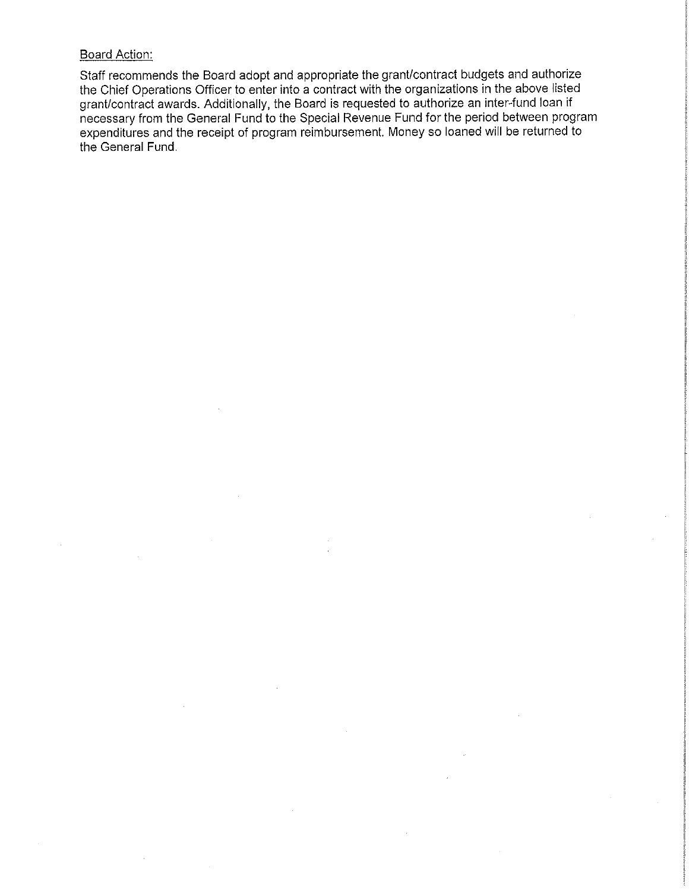Board Action:

Staff recommends the Board adopt and appropriate the grant/contract budgets and authorize the Chief Operations Officer to enter into a contract with the organizations in the above listed grant/contract awards. Additionally, the Board is requested to authorize an inter-fund loan if necessary from the General Fund to the Special Revenue Fund for the period between program expenditures and the receipt of program reimbursement. Money so loaned will be returned to the General Fund.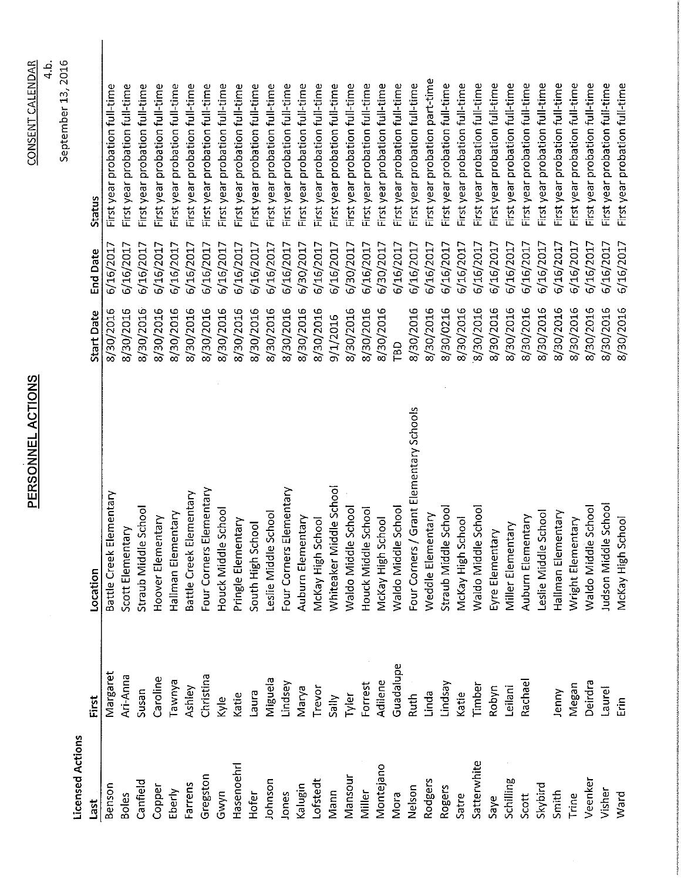CONSENT CALENDAR
4.b.
September 13, 2016

# PERSONNEL ACTIONS

## Licensed Actions

| Last | First | Location | Start Date | End Date | Status |
|---|---|---|---|---|---|
| Benson | Margaret | Battle Creek Elementary | 8/30/2016 | 6/16/2017 | First year probation full-time |
| Boles | Ari-Anna | Scott Elementary | 8/30/2016 | 6/16/2017 | First year probation full-time |
| Canfield | Susan | Straub Middle School | 8/30/2016 | 6/16/2017 | First year probation full-time |
| Copper | Caroline | Hoover Elementary | 8/30/2016 | 6/16/2017 | First year probation full-time |
| Eberly | Tawnya | Hallman Elementary | 8/30/2016 | 6/16/2017 | First year probation full-time |
| Farrens | Ashley | Battle Creek Elementary | 8/30/2016 | 6/16/2017 | First year probation full-time |
| Gregston | Christina | Four Corners Elementary | 8/30/2016 | 6/16/2017 | First year probation full-time |
| Gwyn | Kyle | Houck Middle School | 8/30/2016 | 6/16/2017 | First year probation full-time |
| Hasenoehrl | Katie | Pringle Elementary | 8/30/2016 | 6/16/2017 | First year probation full-time |
| Hofer | Laura | South High School | 8/30/2016 | 6/16/2017 | First year probation full-time |
| Johnson | Miguela | Leslie Middle School | 8/30/2016 | 6/16/2017 | First year probation full-time |
| Jones | Lindsey | Four Corners Elementary | 8/30/2016 | 6/16/2017 | First year probation full-time |
| Kalugin | Marya | Auburn Elementary | 8/30/2016 | 6/30/2017 | First year probation full-time |
| Lofstedt | Trevor | McKay High School | 8/30/2016 | 6/16/2017 | First year probation full-time |
| Mann | Sally | Whiteaker Middle School | 9/1/2016 | 6/16/2017 | First year probation full-time |
| Mansour | Tyler | Waldo Middle School | 8/30/2016 | 6/30/2017 | First year probation full-time |
| Miller | Forrest | Houck Middle School | 8/30/2016 | 6/16/2017 | First year probation full-time |
| Montejano | Adilene | McKay High School | 8/30/2016 | 6/30/2017 | First year probation full-time |
| Mora | Guadalupe | Waldo Middle School | TBD | 6/16/2017 | First year probation full-time |
| Nelson | Ruth | Four Corners / Grant Elementary Schools | 8/30/2016 | 6/16/2017 | First year probation full-time |
| Rodgers | Linda | Weddle Elementary | 8/30/2016 | 6/16/2017 | First year probation part-time |
| Rogers | Lindsay | Straub Middle School | 8/30/0216 | 6/16/2017 | First year probation full-time |
| Satre | Katie | McKay High School | 8/30/2016 | 6/16/2017 | First year probation full-time |
| Satterwhite | Timber | Waldo Middle School | 8/30/2016 | 6/16/2017 | First year probation full-time |
| Saye | Robyn | Eyre Elementary | 8/30/2016 | 6/16/2017 | First year probation full-time |
| Schilling | Leilani | Miller Elementary | 8/30/2016 | 6/16/2017 | First year probation full-time |
| Scott | Rachael | Auburn Elementary | 8/30/2016 | 6/16/2017 | First year probation full-time |
| Skybird | | Leslie Middle School | 8/30/2016 | 6/16/2017 | First year probation full-time |
| Smith | Jenny | Hallman Elementary | 8/30/2016 | 6/16/2017 | First year probation full-time |
| Trine | Megan | Wright Elementary | 8/30/2016 | 6/16/2017 | First year probation full-time |
| Veenker | Deirdra | Waldo Middle School | 8/30/2016 | 6/16/2017 | First year probation full-time |
| Visher | Laurel | Judson Middle School | 8/30/2016 | 6/16/2017 | First year probation full-time |
| Ward | Erin | McKay High School | 8/30/2016 | 6/16/2017 | First year probation full-time |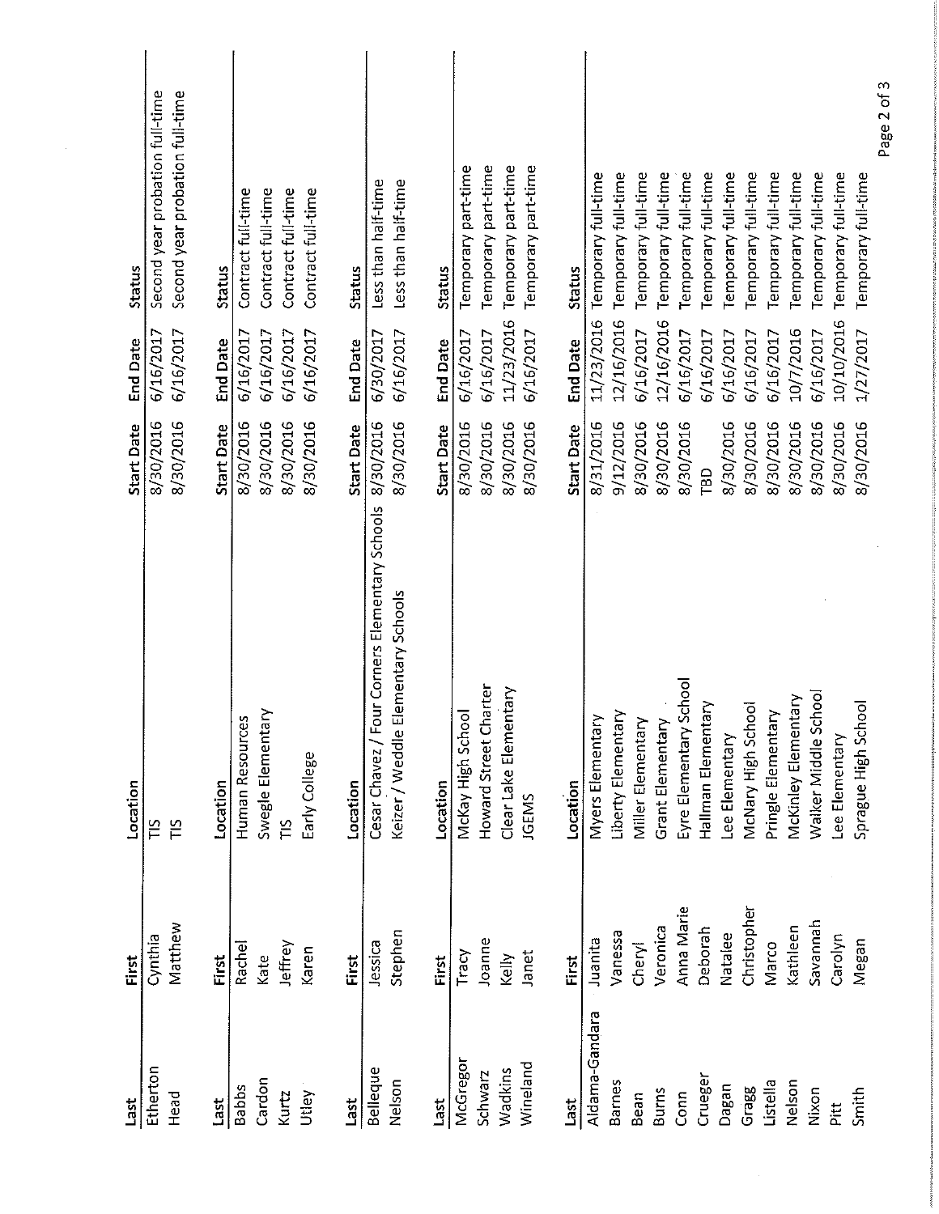| Last | First | Location | Start Date | End Date | Status |
|---|---|---|---|---|---|
| Etherton | Cynthia | TIS | 8/30/2016 | 6/16/2017 | Second year probation full-time |
| Head | Matthew | TIS | 8/30/2016 | 6/16/2017 | Second year probation full-time |

| Last | First | Location | Start Date | End Date | Status |
|---|---|---|---|---|---|
| Babbs | Rachel | Human Resources | 8/30/2016 | 6/16/2017 | Contract full-time |
| Cardon | Kate | Swegle Elementary | 8/30/2016 | 6/16/2017 | Contract full-time |
| Kurtz | Jeffrey | TIS | 8/30/2016 | 6/16/2017 | Contract full-time |
| Utley | Karen | Early College | 8/30/2016 | 6/16/2017 | Contract full-time |

| Last | First | Location | Start Date | End Date | Status |
|---|---|---|---|---|---|
| Belleque | Jessica | Cesar Chavez / Four Corners Elementary Schools | 8/30/2016 | 6/30/2017 | Less than half-time |
| Nelson | Stephen | Keizer / Weddle Elementary Schools | 8/30/2016 | 6/16/2017 | Less than half-time |

| Last | First | Location | Start Date | End Date | Status |
|---|---|---|---|---|---|
| McGregor | Tracy | McKay High School | 8/30/2016 | 6/16/2017 | Temporary part-time |
| Schwarz | Joanne | Howard Street Charter | 8/30/2016 | 6/16/2017 | Temporary part-time |
| Wadkins | Kelly | Clear Lake Elementary | 8/30/2016 | 11/23/2016 | Temporary part-time |
| Wineland | Janet | JGEMS | 8/30/2016 | 6/16/2017 | Temporary part-time |

| Last | First | Location | Start Date | End Date | Status |
|---|---|---|---|---|---|
| Aldama-Gandara | Juanita | Myers Elementary | 8/31/2016 | 11/23/2016 | Temporary full-time |
| Barnes | Vanessa | Liberty Elementary | 9/12/2016 | 12/16/2016 | Temporary full-time |
| Bean | Cheryl | Miller Elementary | 8/30/2016 | 6/16/2017 | Temporary full-time |
| Burns | Veronica | Grant Elementary | 8/30/2016 | 12/16/2016 | Temporary full-time |
| Conn | Anna Marie | Eyre Elementary School | 8/30/2016 | 6/16/2017 | Temporary full-time |
| Crueger | Deborah | Hallman Elementary | TBD | 6/16/2017 | Temporary full-time |
| Dagan | Natalee | Lee Elementary | 8/30/2016 | 6/16/2017 | Temporary full-time |
| Gragg | Christopher | McNary High School | 8/30/2016 | 6/16/2017 | Temporary full-time |
| Listella | Marco | Pringle Elementary | 8/30/2016 | 6/16/2017 | Temporary full-time |
| Nelson | Kathleen | McKinley Elementary | 8/30/2016 | 10/7/2016 | Temporary full-time |
| Nixon | Savannah | Walker Middle School | 8/30/2016 | 6/16/2017 | Temporary full-time |
| Pitt | Carolyn | Lee Elementary | 8/30/2016 | 10/10/2016 | Temporary full-time |
| Smith | Megan | Sprague High School | 8/30/2016 | 1/27/2017 | Temporary full-time |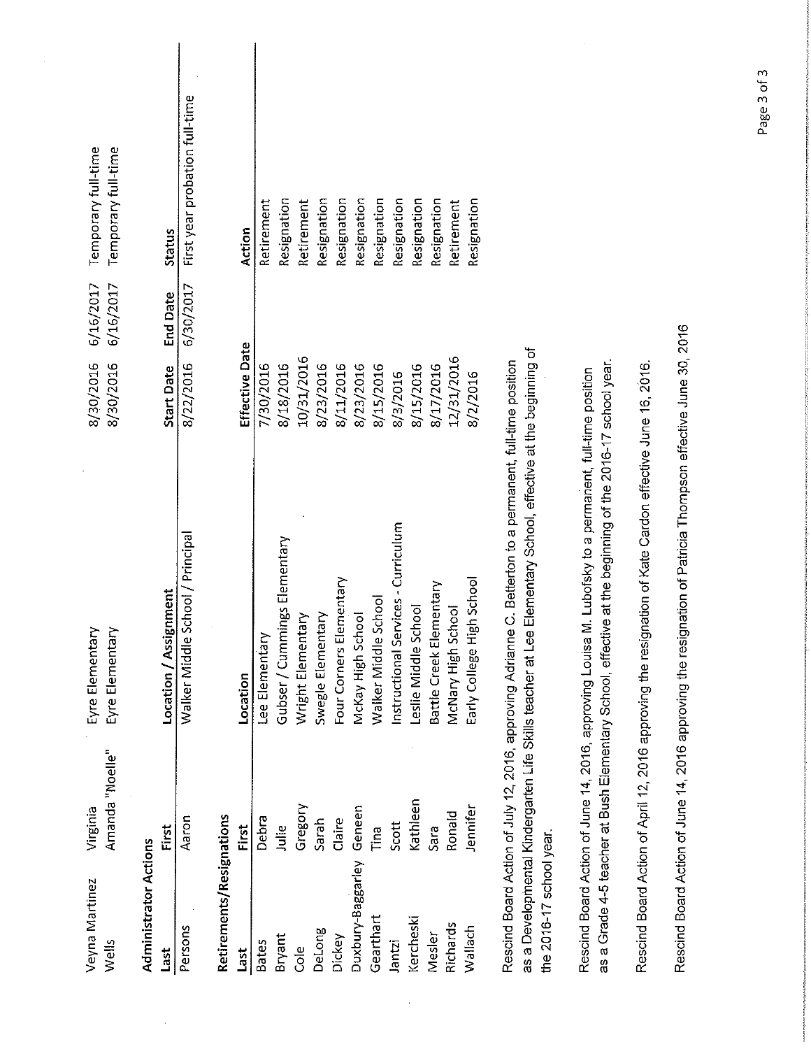| | | | | | |
|---|---|---|---|---|---|
| Veyna Martinez | Virginia | Eyre Elementary | 8/30/2016 | 6/16/2017 | Temporary full-time |
| Wells | Amanda "Noelle" | Eyre Elementary | 8/30/2016 | 6/16/2017 | Temporary full-time |

**Administrator Actions**

| Last | First | Location / Assignment | Start Date | End Date | Status |
|---|---|---|---|---|---|
| Persons | Aaron | Walker Middle School / Principal | 8/22/2016 | 6/30/2017 | First year probation full-time |

**Retirements/Resignations**

| Last | First | Location | Effective Date | Action |
|---|---|---|---|---|
| Bates | Debra | Lee Elementary | 7/30/2016 | Retirement |
| Bryant | Julie | Gubser / Cummings Elementary | 8/18/2016 | Resignation |
| Cole | Gregory | Wright Elementary | 10/31/2016 | Retirement |
| DeLong | Sarah | Swegle Elementary | 8/23/2016 | Resignation |
| Dickey | Claire | Four Corners Elementary | 8/11/2016 | Resignation |
| Duxbury-Baggarley | Geneen | McKay High School | 8/23/2016 | Resignation |
| Gearthart | Tina | Walker Middle School | 8/15/2016 | Resignation |
| Jantzi | Scott | Instructional Services - Curriculum | 8/3/2016 | Resignation |
| Kercheski | Kathleen | Leslie Middle School | 8/15/2016 | Resignation |
| Mesler | Sara | Battle Creek Elementary | 8/17/2016 | Resignation |
| Richards | Ronald | McNary High School | 12/31/2016 | Retirement |
| Wallach | Jennifer | Early College High School | 8/2/2016 | Resignation |

Rescind Board Action of July 12, 2016, approving Adrianne C. Betterton to a permanent, full-time position as a Developmental Kindergarten Life Skills teacher at Lee Elementary School, effective at the beginning of the 2016-17 school year.

Rescind Board Action of June 14, 2016, approving Louisa M. Lubofsky to a permanent, full-time position as a Grade 4-5 teacher at Bush Elementary School, effective at the beginning of the 2016-17 school year.

Rescind Board Action of April 12, 2016 approving the resignation of Kate Cardon effective June 16, 2016.

Rescind Board Action of June 14, 2016 approving the resignation of Patricia Thompson effective June 30, 2016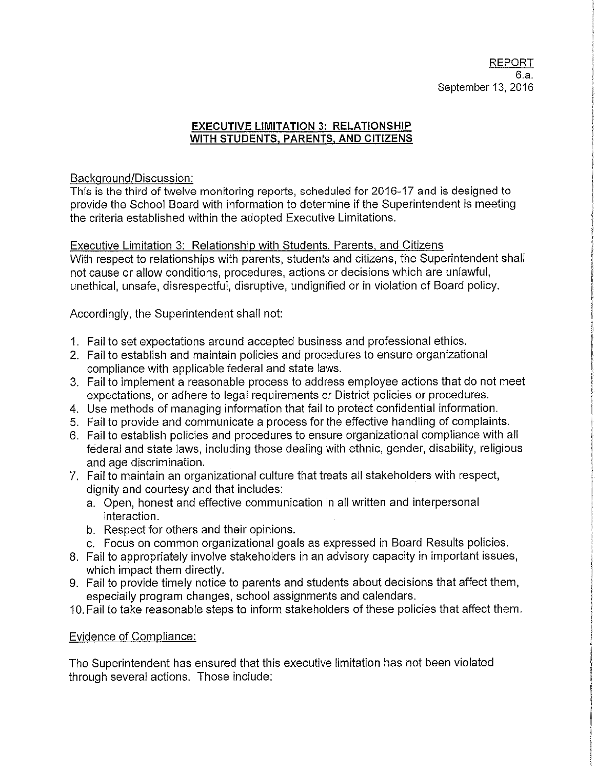REPORT
6.a.
September 13, 2016

## EXECUTIVE LIMITATION 3: RELATIONSHIP WITH STUDENTS, PARENTS, AND CITIZENS

Background/Discussion:
This is the third of twelve monitoring reports, scheduled for 2016-17 and is designed to provide the School Board with information to determine if the Superintendent is meeting the criteria established within the adopted Executive Limitations.

Executive Limitation 3: Relationship with Students, Parents, and Citizens
With respect to relationships with parents, students and citizens, the Superintendent shall not cause or allow conditions, procedures, actions or decisions which are unlawful, unethical, unsafe, disrespectful, disruptive, undignified or in violation of Board policy.

Accordingly, the Superintendent shall not:

1. Fail to set expectations around accepted business and professional ethics.
2. Fail to establish and maintain policies and procedures to ensure organizational compliance with applicable federal and state laws.
3. Fail to implement a reasonable process to address employee actions that do not meet expectations, or adhere to legal requirements or District policies or procedures.
4. Use methods of managing information that fail to protect confidential information.
5. Fail to provide and communicate a process for the effective handling of complaints.
6. Fail to establish policies and procedures to ensure organizational compliance with all federal and state laws, including those dealing with ethnic, gender, disability, religious and age discrimination.
7. Fail to maintain an organizational culture that treats all stakeholders with respect, dignity and courtesy and that includes:
   a. Open, honest and effective communication in all written and interpersonal interaction.
   b. Respect for others and their opinions.
   c. Focus on common organizational goals as expressed in Board Results policies.
8. Fail to appropriately involve stakeholders in an advisory capacity in important issues, which impact them directly.
9. Fail to provide timely notice to parents and students about decisions that affect them, especially program changes, school assignments and calendars.
10. Fail to take reasonable steps to inform stakeholders of these policies that affect them.

Evidence of Compliance:

The Superintendent has ensured that this executive limitation has not been violated through several actions. Those include: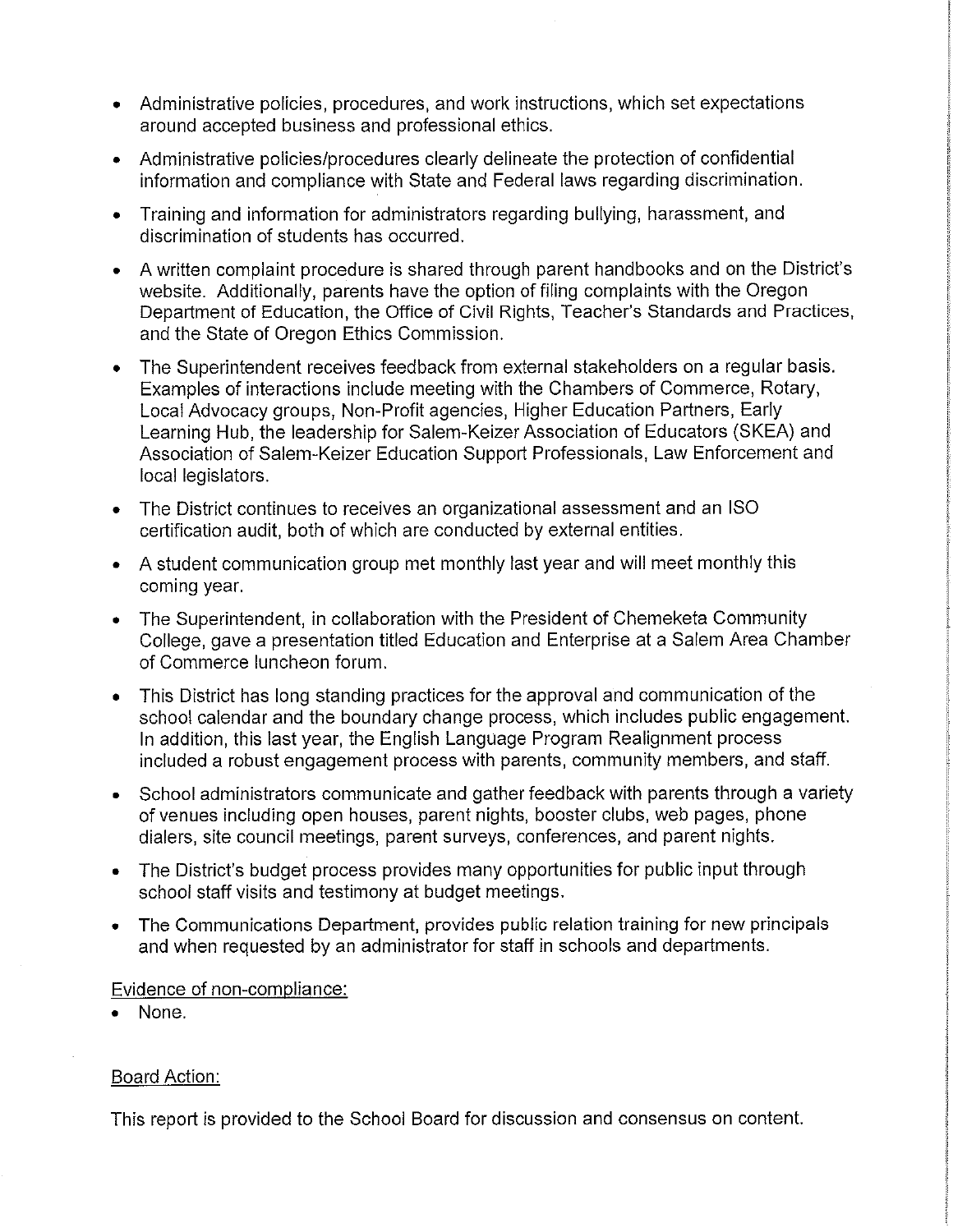- Administrative policies, procedures, and work instructions, which set expectations around accepted business and professional ethics.
- Administrative policies/procedures clearly delineate the protection of confidential information and compliance with State and Federal laws regarding discrimination.
- Training and information for administrators regarding bullying, harassment, and discrimination of students has occurred.
- A written complaint procedure is shared through parent handbooks and on the District's website. Additionally, parents have the option of filing complaints with the Oregon Department of Education, the Office of Civil Rights, Teacher's Standards and Practices, and the State of Oregon Ethics Commission.
- The Superintendent receives feedback from external stakeholders on a regular basis. Examples of interactions include meeting with the Chambers of Commerce, Rotary, Local Advocacy groups, Non-Profit agencies, Higher Education Partners, Early Learning Hub, the leadership for Salem-Keizer Association of Educators (SKEA) and Association of Salem-Keizer Education Support Professionals, Law Enforcement and local legislators.
- The District continues to receives an organizational assessment and an ISO certification audit, both of which are conducted by external entities.
- A student communication group met monthly last year and will meet monthly this coming year.
- The Superintendent, in collaboration with the President of Chemeketa Community College, gave a presentation titled Education and Enterprise at a Salem Area Chamber of Commerce luncheon forum.
- This District has long standing practices for the approval and communication of the school calendar and the boundary change process, which includes public engagement. In addition, this last year, the English Language Program Realignment process included a robust engagement process with parents, community members, and staff.
- School administrators communicate and gather feedback with parents through a variety of venues including open houses, parent nights, booster clubs, web pages, phone dialers, site council meetings, parent surveys, conferences, and parent nights.
- The District's budget process provides many opportunities for public input through school staff visits and testimony at budget meetings.
- The Communications Department, provides public relation training for new principals and when requested by an administrator for staff in schools and departments.

Evidence of non-compliance:

- None.

Board Action:

This report is provided to the School Board for discussion and consensus on content.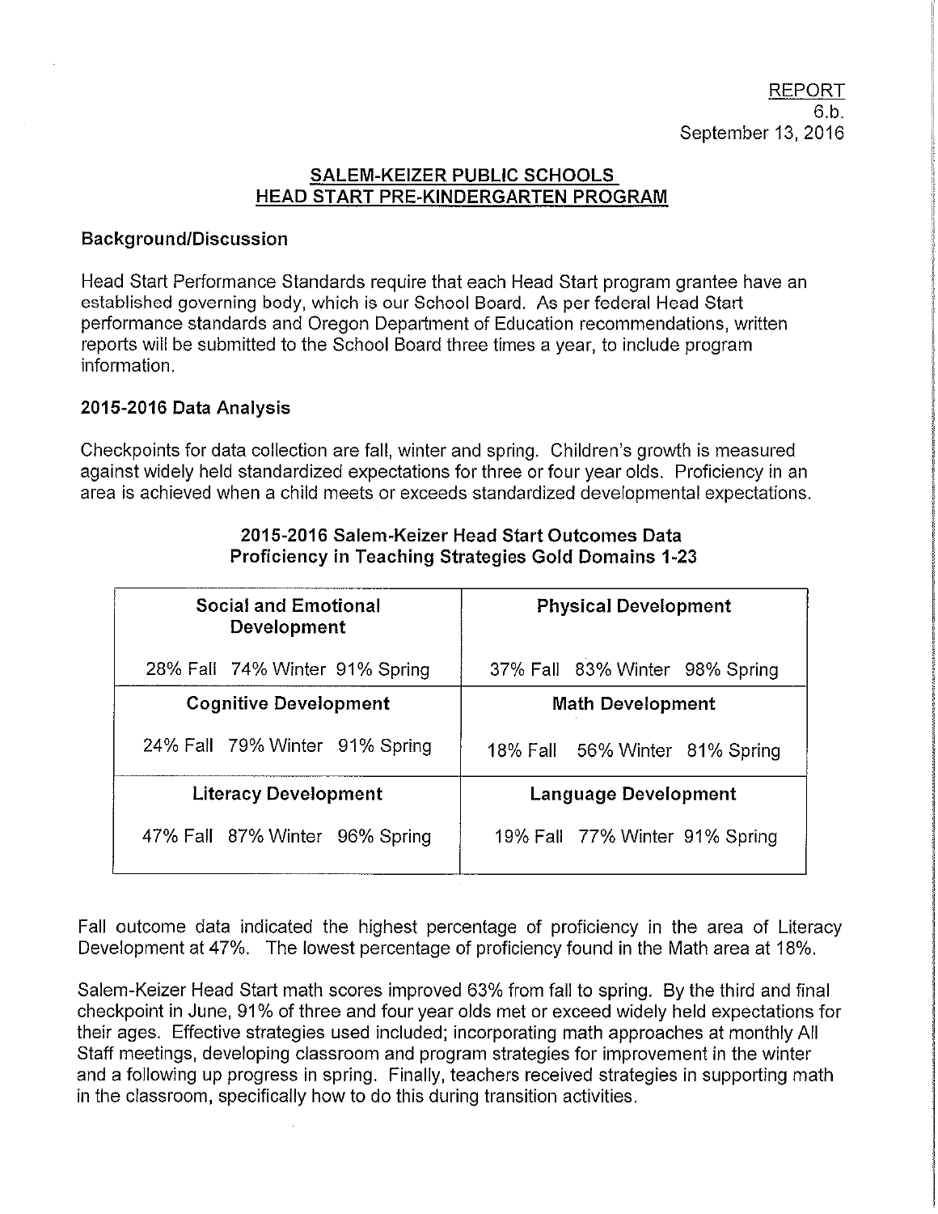REPORT
6.b.
September 13, 2016

## SALEM-KEIZER PUBLIC SCHOOLS HEAD START PRE-KINDERGARTEN PROGRAM

### Background/Discussion

Head Start Performance Standards require that each Head Start program grantee have an established governing body, which is our School Board. As per federal Head Start performance standards and Oregon Department of Education recommendations, written reports will be submitted to the School Board three times a year, to include program information.

### 2015-2016 Data Analysis

Checkpoints for data collection are fall, winter and spring. Children's growth is measured against widely held standardized expectations for three or four year olds. Proficiency in an area is achieved when a child meets or exceeds standardized developmental expectations.

**2015-2016 Salem-Keizer Head Start Outcomes Data**
**Proficiency in Teaching Strategies Gold Domains 1-23**

| Social and Emotional Development | Physical Development |
|---|---|
| 28% Fall 74% Winter 91% Spring | 37% Fall 83% Winter 98% Spring |
| **Cognitive Development** | **Math Development** |
| 24% Fall 79% Winter 91% Spring | 18% Fall 56% Winter 81% Spring |
| **Literacy Development** | **Language Development** |
| 47% Fall 87% Winter 96% Spring | 19% Fall 77% Winter 91% Spring |

Fall outcome data indicated the highest percentage of proficiency in the area of Literacy Development at 47%. The lowest percentage of proficiency found in the Math area at 18%.

Salem-Keizer Head Start math scores improved 63% from fall to spring. By the third and final checkpoint in June, 91% of three and four year olds met or exceed widely held expectations for their ages. Effective strategies used included; incorporating math approaches at monthly All Staff meetings, developing classroom and program strategies for improvement in the winter and a following up progress in spring. Finally, teachers received strategies in supporting math in the classroom, specifically how to do this during transition activities.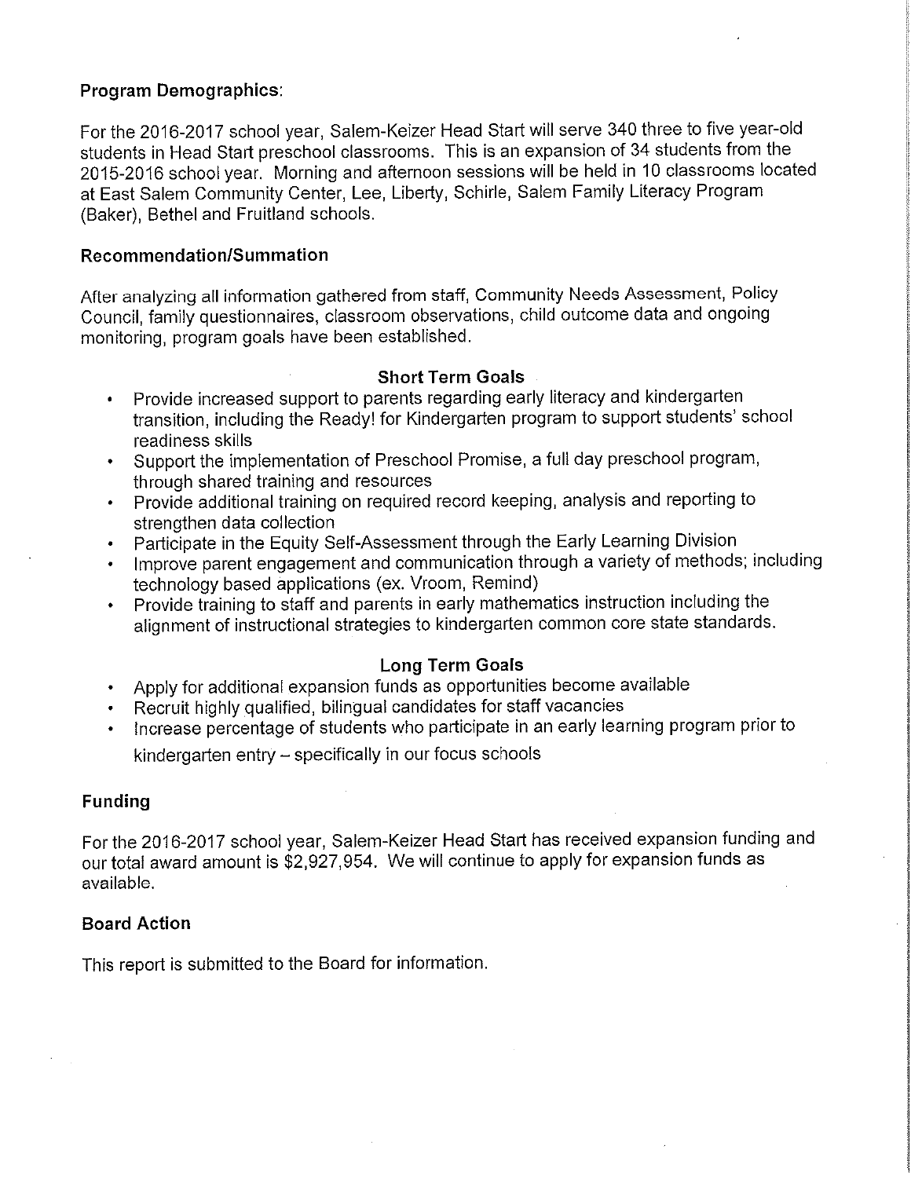**Program Demographics**:

For the 2016-2017 school year, Salem-Keizer Head Start will serve 340 three to five year-old students in Head Start preschool classrooms. This is an expansion of 34 students from the 2015-2016 school year. Morning and afternoon sessions will be held in 10 classrooms located at East Salem Community Center, Lee, Liberty, Schirle, Salem Family Literacy Program (Baker), Bethel and Fruitland schools.

**Recommendation/Summation**

After analyzing all information gathered from staff, Community Needs Assessment, Policy Council, family questionnaires, classroom observations, child outcome data and ongoing monitoring, program goals have been established.

**Short Term Goals**

- Provide increased support to parents regarding early literacy and kindergarten transition, including the Ready! for Kindergarten program to support students' school readiness skills
- Support the implementation of Preschool Promise, a full day preschool program, through shared training and resources
- Provide additional training on required record keeping, analysis and reporting to strengthen data collection
- Participate in the Equity Self-Assessment through the Early Learning Division
- Improve parent engagement and communication through a variety of methods; including technology based applications (ex. Vroom, Remind)
- Provide training to staff and parents in early mathematics instruction including the alignment of instructional strategies to kindergarten common core state standards.

**Long Term Goals**

- Apply for additional expansion funds as opportunities become available
- Recruit highly qualified, bilingual candidates for staff vacancies
- Increase percentage of students who participate in an early learning program prior to kindergarten entry – specifically in our focus schools

**Funding**

For the 2016-2017 school year, Salem-Keizer Head Start has received expansion funding and our total award amount is $2,927,954. We will continue to apply for expansion funds as available.

**Board Action**

This report is submitted to the Board for information.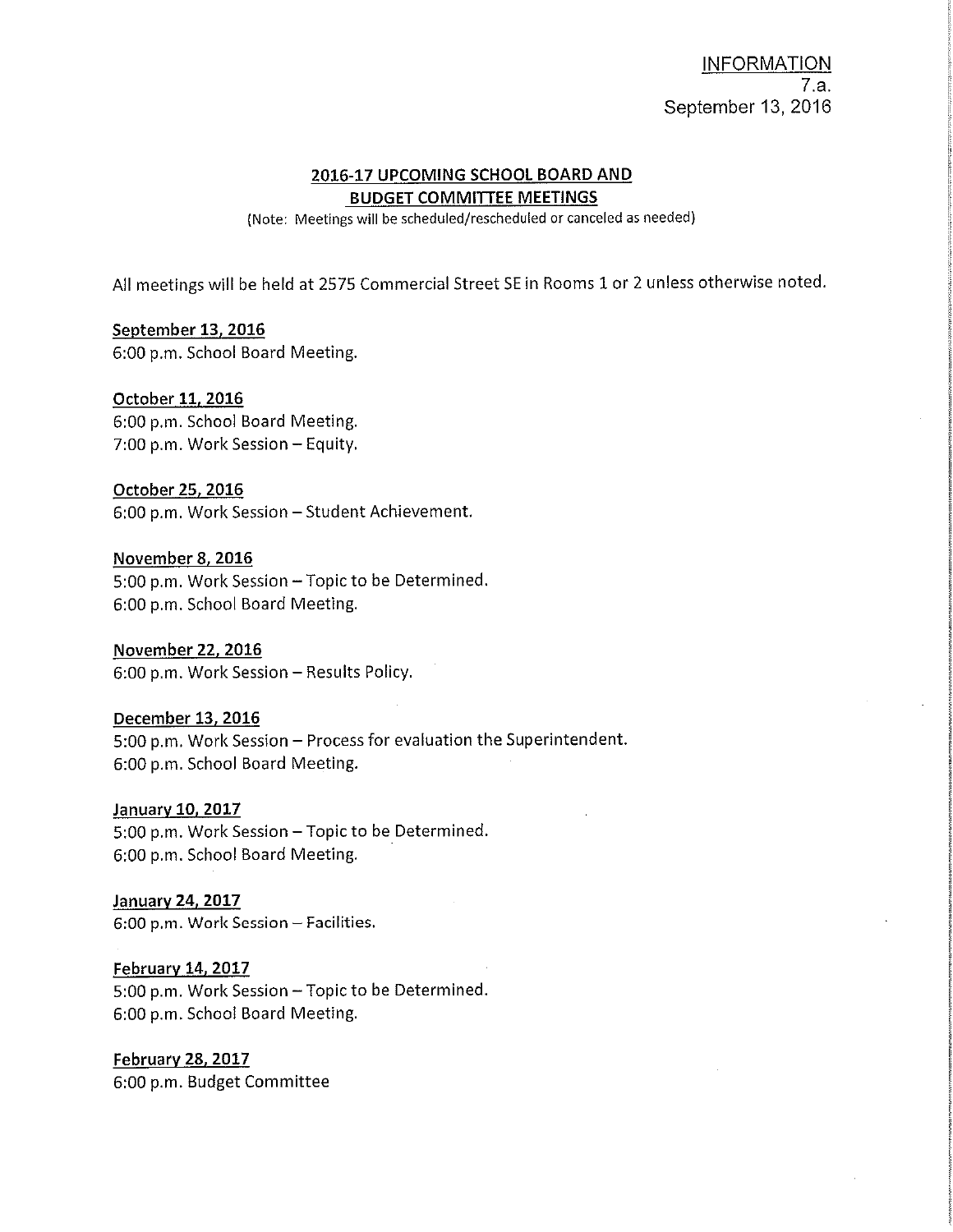INFORMATION
7.a.
September 13, 2016

## 2016-17 UPCOMING SCHOOL BOARD AND BUDGET COMMITTEE MEETINGS

(Note: Meetings will be scheduled/rescheduled or canceled as needed)

All meetings will be held at 2575 Commercial Street SE in Rooms 1 or 2 unless otherwise noted.

**September 13, 2016**
6:00 p.m. School Board Meeting.

**October 11, 2016**
6:00 p.m. School Board Meeting.
7:00 p.m. Work Session – Equity.

**October 25, 2016**
6:00 p.m. Work Session – Student Achievement.

**November 8, 2016**
5:00 p.m. Work Session – Topic to be Determined.
6:00 p.m. School Board Meeting.

**November 22, 2016**
6:00 p.m. Work Session – Results Policy.

**December 13, 2016**
5:00 p.m. Work Session – Process for evaluation the Superintendent.
6:00 p.m. School Board Meeting.

**January 10, 2017**
5:00 p.m. Work Session – Topic to be Determined.
6:00 p.m. School Board Meeting.

**January 24, 2017**
6:00 p.m. Work Session – Facilities.

**February 14, 2017**
5:00 p.m. Work Session – Topic to be Determined.
6:00 p.m. School Board Meeting.

**February 28, 2017**
6:00 p.m. Budget Committee